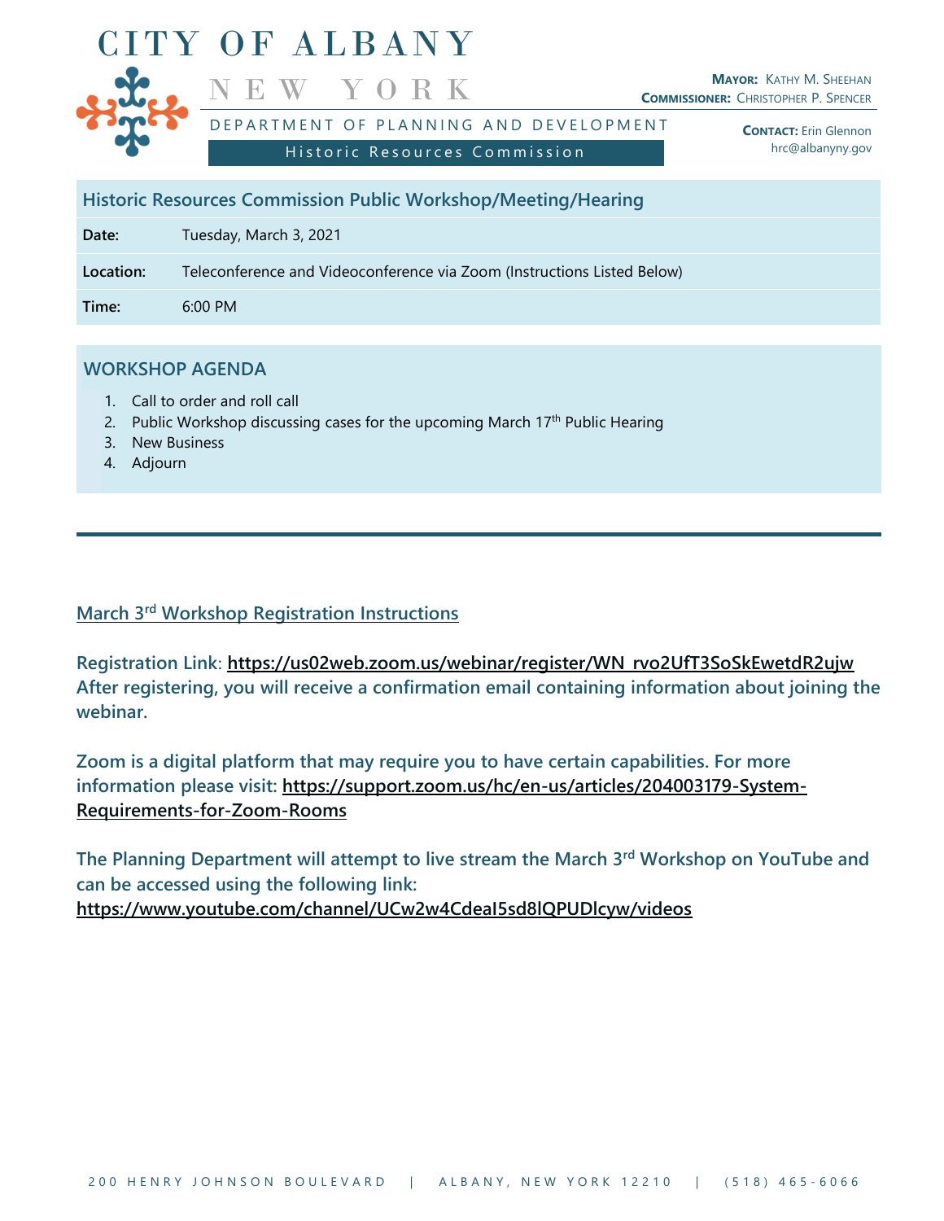# CITY OF ALBANY

## NEW YORK

DEPARTMENT OF PLANNING AND DEVELOPMENT

Historic Resources Commission

**MAYOR:** KATHY M. SHEEHAN
**COMMISSIONER:** CHRISTOPHER P. SPENCER

**CONTACT:** Erin Glennon
hrc@albanyny.gov

| Historic Resources Commission Public Workshop/Meeting/Hearing | |
|---|---|
| **Date:** | Tuesday, March 3, 2021 |
| **Location:** | Teleconference and Videoconference via Zoom (Instructions Listed Below) |
| **Time:** | 6:00 PM |

## WORKSHOP AGENDA

1. Call to order and roll call
2. Public Workshop discussing cases for the upcoming March 17th Public Hearing
3. New Business
4. Adjourn

---

### March 3rd Workshop Registration Instructions

**Registration Link: https://us02web.zoom.us/webinar/register/WN_rvo2UfT3SoSkEwetdR2ujw After registering, you will receive a confirmation email containing information about joining the webinar.**

**Zoom is a digital platform that may require you to have certain capabilities. For more information please visit: https://support.zoom.us/hc/en-us/articles/204003179-System-Requirements-for-Zoom-Rooms**

**The Planning Department will attempt to live stream the March 3rd Workshop on YouTube and can be accessed using the following link: https://www.youtube.com/channel/UCw2w4CdeaI5sd8lQPUDlcyw/videos**

200 HENRY JOHNSON BOULEVARD | ALBANY, NEW YORK 12210 | (518) 465-6066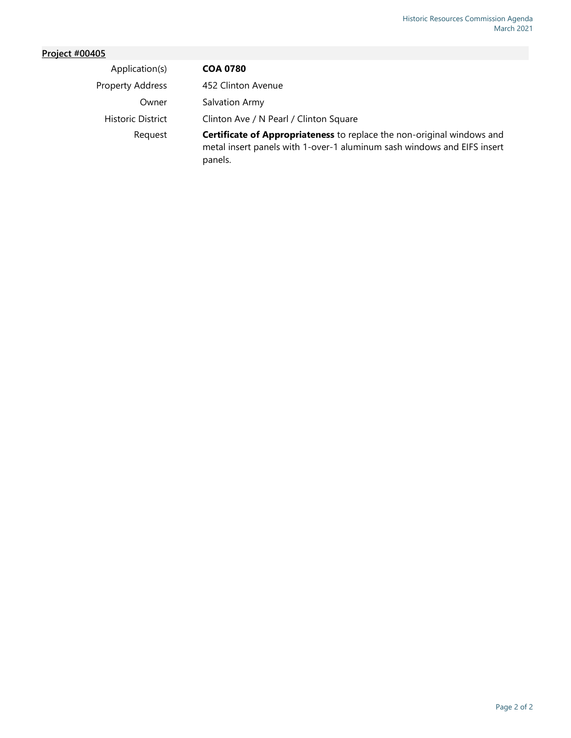**Project #00405**

| | |
|---|---|
| Application(s) | **COA 0780** |
| Property Address | 452 Clinton Avenue |
| Owner | Salvation Army |
| Historic District | Clinton Ave / N Pearl / Clinton Square |
| Request | **Certificate of Appropriateness** to replace the non-original windows and metal insert panels with 1-over-1 aluminum sash windows and EIFS insert panels. |